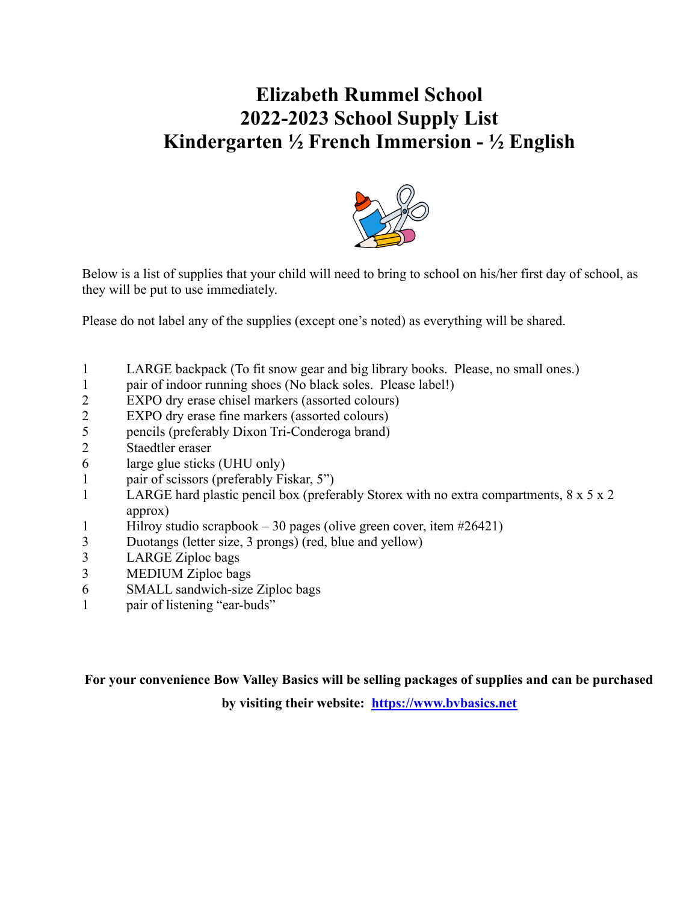# Elizabeth Rummel School
# 2022-2023 School Supply List
# Kindergarten ½ French Immersion - ½ English

Below is a list of supplies that your child will need to bring to school on his/her first day of school, as they will be put to use immediately.

Please do not label any of the supplies (except one's noted) as everything will be shared.

| | |
|---|---|
| 1 | LARGE backpack (To fit snow gear and big library books. Please, no small ones.) |
| 1 | pair of indoor running shoes (No black soles. Please label!) |
| 2 | EXPO dry erase chisel markers (assorted colours) |
| 2 | EXPO dry erase fine markers (assorted colours) |
| 5 | pencils (preferably Dixon Tri-Conderoga brand) |
| 2 | Staedtler eraser |
| 6 | large glue sticks (UHU only) |
| 1 | pair of scissors (preferably Fiskar, 5") |
| 1 | LARGE hard plastic pencil box (preferably Storex with no extra compartments, 8 x 5 x 2 approx) |
| 1 | Hilroy studio scrapbook – 30 pages (olive green cover, item #26421) |
| 3 | Duotangs (letter size, 3 prongs) (red, blue and yellow) |
| 3 | LARGE Ziploc bags |
| 3 | MEDIUM Ziploc bags |
| 6 | SMALL sandwich-size Ziploc bags |
| 1 | pair of listening "ear-buds" |

**For your convenience Bow Valley Basics will be selling packages of supplies and can be purchased by visiting their website: [https://www.bvbasics.net](https://www.bvbasics.net)**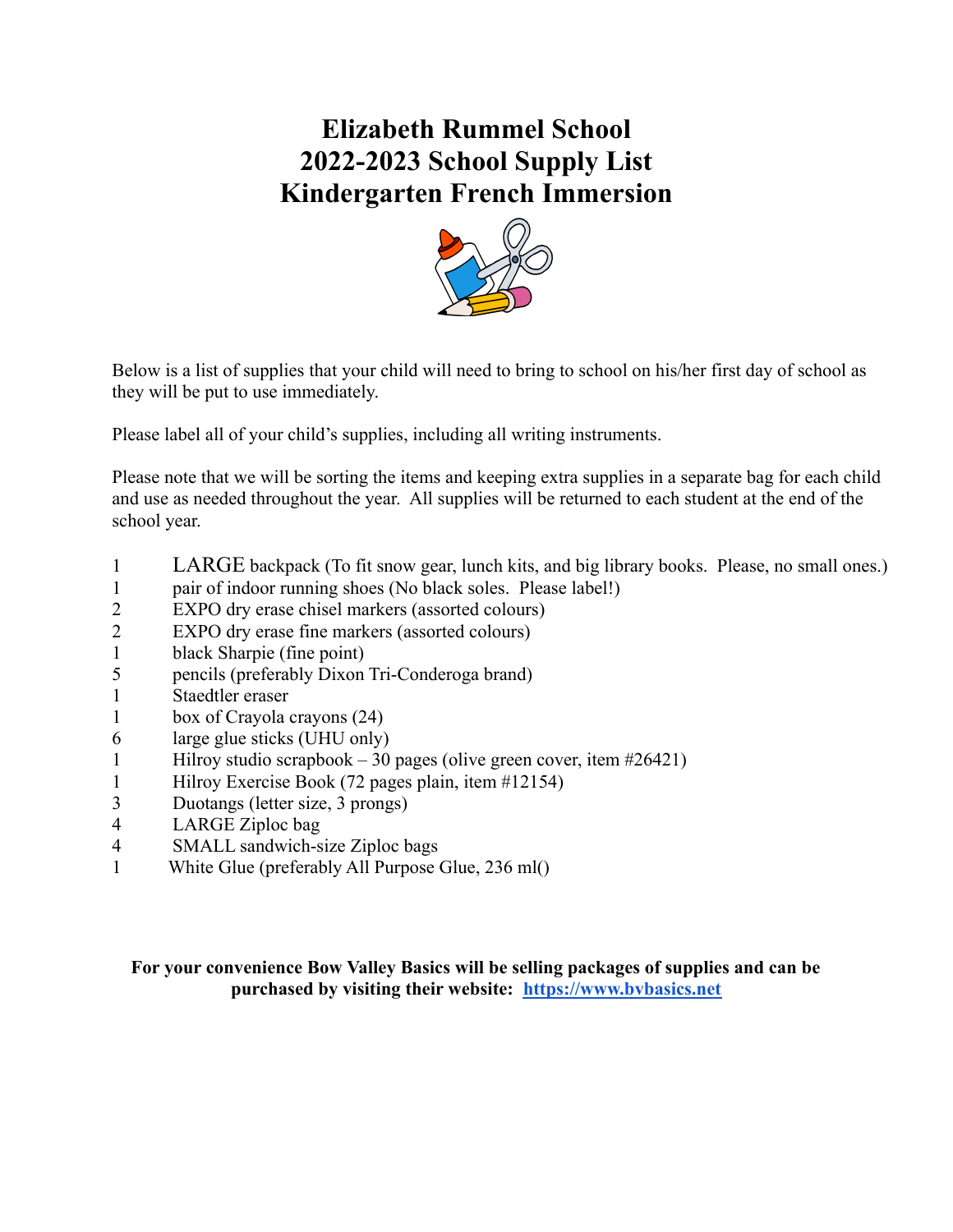# Elizabeth Rummel School
# 2022-2023 School Supply List
# Kindergarten French Immersion

Below is a list of supplies that your child will need to bring to school on his/her first day of school as they will be put to use immediately.

Please label all of your child's supplies, including all writing instruments.

Please note that we will be sorting the items and keeping extra supplies in a separate bag for each child and use as needed throughout the year. All supplies will be returned to each student at the end of the school year.

| | |
|---|---|
| 1 | LARGE backpack (To fit snow gear, lunch kits, and big library books. Please, no small ones.) |
| 1 | pair of indoor running shoes (No black soles. Please label!) |
| 2 | EXPO dry erase chisel markers (assorted colours) |
| 2 | EXPO dry erase fine markers (assorted colours) |
| 1 | black Sharpie (fine point) |
| 5 | pencils (preferably Dixon Tri-Conderoga brand) |
| 1 | Staedtler eraser |
| 1 | box of Crayola crayons (24) |
| 6 | large glue sticks (UHU only) |
| 1 | Hilroy studio scrapbook – 30 pages (olive green cover, item #26421) |
| 1 | Hilroy Exercise Book (72 pages plain, item #12154) |
| 3 | Duotangs (letter size, 3 prongs) |
| 4 | LARGE Ziploc bag |
| 4 | SMALL sandwich-size Ziploc bags |
| 1 | White Glue (preferably All Purpose Glue, 236 ml() |

**For your convenience Bow Valley Basics will be selling packages of supplies and can be purchased by visiting their website: [https://www.bvbasics.net](https://www.bvbasics.net)**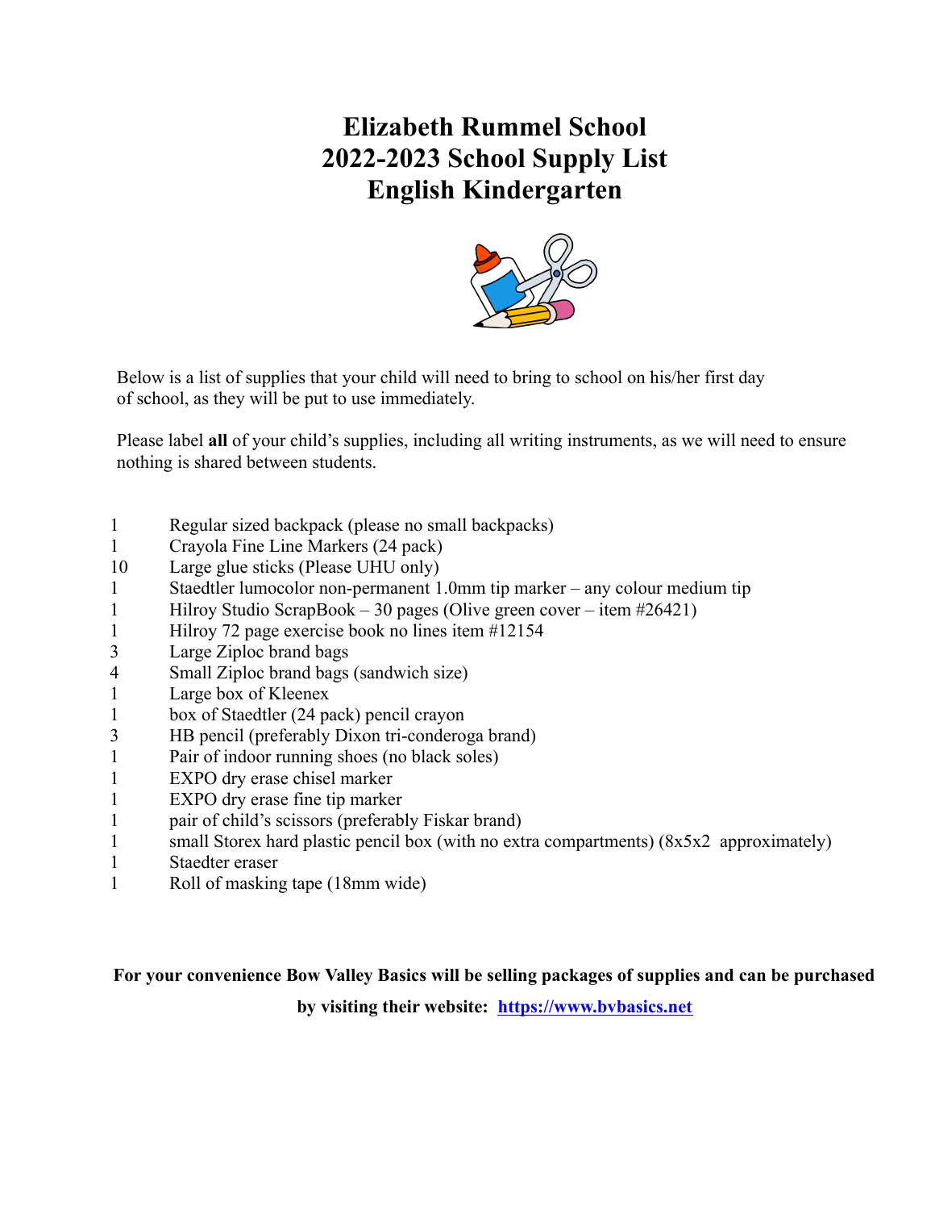# Elizabeth Rummel School
# 2022-2023 School Supply List
# English Kindergarten

Below is a list of supplies that your child will need to bring to school on his/her first day of school, as they will be put to use immediately.

Please label **all** of your child's supplies, including all writing instruments, as we will need to ensure nothing is shared between students.

| | |
|---|---|
| 1 | Regular sized backpack (please no small backpacks) |
| 1 | Crayola Fine Line Markers (24 pack) |
| 10 | Large glue sticks (Please UHU only) |
| 1 | Staedtler lumocolor non-permanent 1.0mm tip marker – any colour medium tip |
| 1 | Hilroy Studio ScrapBook – 30 pages (Olive green cover – item #26421) |
| 1 | Hilroy 72 page exercise book no lines item #12154 |
| 3 | Large Ziploc brand bags |
| 4 | Small Ziploc brand bags (sandwich size) |
| 1 | Large box of Kleenex |
| 1 | box of Staedtler (24 pack) pencil crayon |
| 3 | HB pencil (preferably Dixon tri-conderoga brand) |
| 1 | Pair of indoor running shoes (no black soles) |
| 1 | EXPO dry erase chisel marker |
| 1 | EXPO dry erase fine tip marker |
| 1 | pair of child's scissors (preferably Fiskar brand) |
| 1 | small Storex hard plastic pencil box (with no extra compartments) (8x5x2 approximately) |
| 1 | Staedter eraser |
| 1 | Roll of masking tape (18mm wide) |

**For your convenience Bow Valley Basics will be selling packages of supplies and can be purchased by visiting their website: [https://www.bvbasics.net](https://www.bvbasics.net)**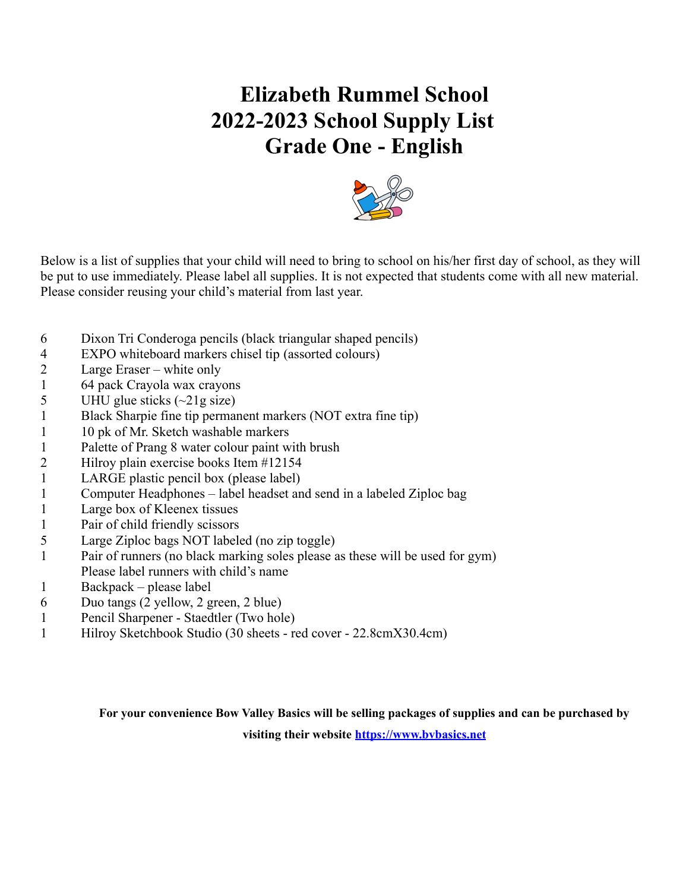# Elizabeth Rummel School
# 2022-2023 School Supply List
# Grade One - English

Below is a list of supplies that your child will need to bring to school on his/her first day of school, as they will be put to use immediately. Please label all supplies. It is not expected that students come with all new material. Please consider reusing your child's material from last year.

| | |
|---|---|
| 6 | Dixon Tri Conderoga pencils (black triangular shaped pencils) |
| 4 | EXPO whiteboard markers chisel tip (assorted colours) |
| 2 | Large Eraser – white only |
| 1 | 64 pack Crayola wax crayons |
| 5 | UHU glue sticks (~21g size) |
| 1 | Black Sharpie fine tip permanent markers (NOT extra fine tip) |
| 1 | 10 pk of Mr. Sketch washable markers |
| 1 | Palette of Prang 8 water colour paint with brush |
| 2 | Hilroy plain exercise books Item #12154 |
| 1 | LARGE plastic pencil box (please label) |
| 1 | Computer Headphones – label headset and send in a labeled Ziploc bag |
| 1 | Large box of Kleenex tissues |
| 1 | Pair of child friendly scissors |
| 5 | Large Ziploc bags NOT labeled (no zip toggle) |
| 1 | Pair of runners (no black marking soles please as these will be used for gym) Please label runners with child's name |
| 1 | Backpack – please label |
| 6 | Duo tangs (2 yellow, 2 green, 2 blue) |
| 1 | Pencil Sharpener - Staedtler (Two hole) |
| 1 | Hilroy Sketchbook Studio (30 sheets - red cover - 22.8cmX30.4cm) |

**For your convenience Bow Valley Basics will be selling packages of supplies and can be purchased by visiting their website [https://www.bvbasics.net](https://www.bvbasics.net)**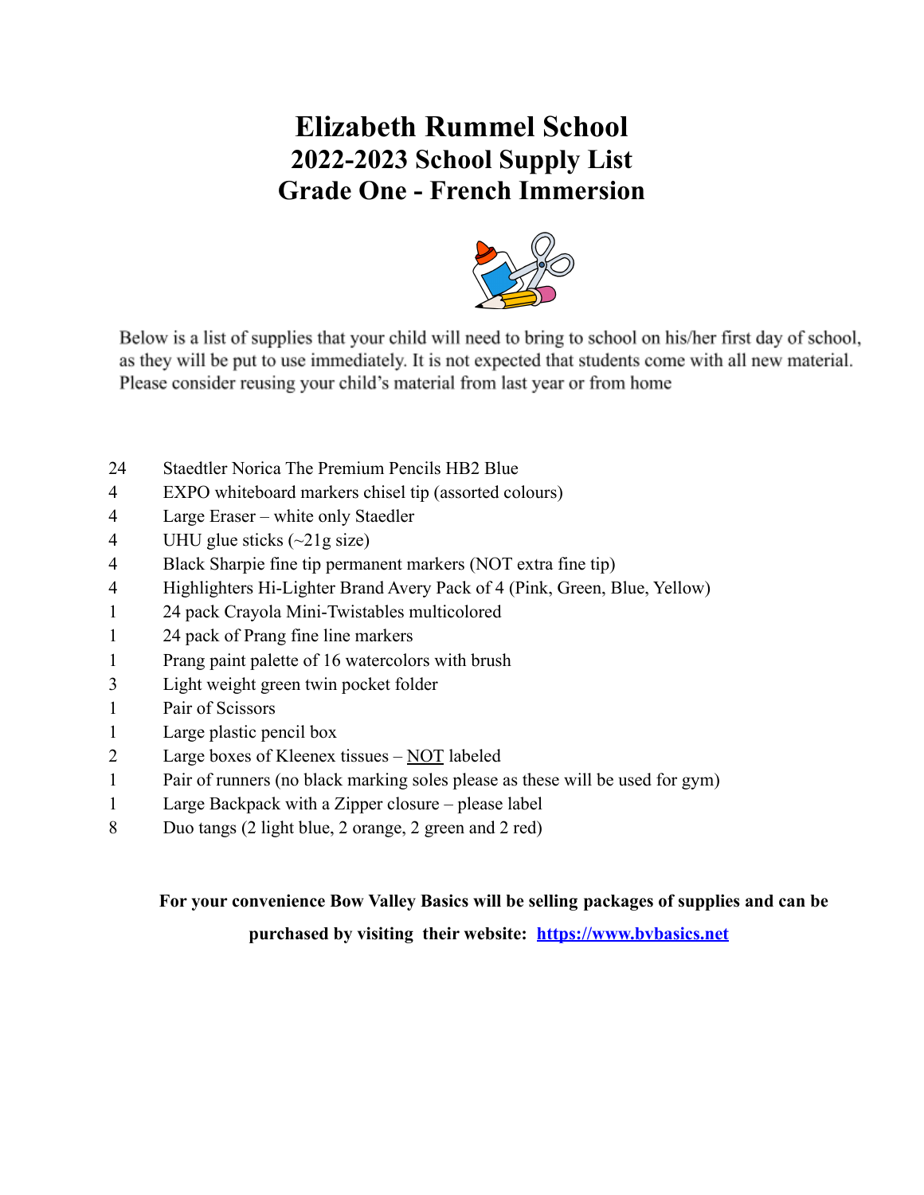# Elizabeth Rummel School
## 2022-2023 School Supply List
## Grade One - French Immersion

Below is a list of supplies that your child will need to bring to school on his/her first day of school, as they will be put to use immediately. It is not expected that students come with all new material. Please consider reusing your child's material from last year or from home

| | |
|---|---|
| 24 | Staedtler Norica The Premium Pencils HB2 Blue |
| 4 | EXPO whiteboard markers chisel tip (assorted colours) |
| 4 | Large Eraser – white only Staedler |
| 4 | UHU glue sticks (~21g size) |
| 4 | Black Sharpie fine tip permanent markers (NOT extra fine tip) |
| 4 | Highlighters Hi-Lighter Brand Avery Pack of 4 (Pink, Green, Blue, Yellow) |
| 1 | 24 pack Crayola Mini-Twistables multicolored |
| 1 | 24 pack of Prang fine line markers |
| 1 | Prang paint palette of 16 watercolors with brush |
| 3 | Light weight green twin pocket folder |
| 1 | Pair of Scissors |
| 1 | Large plastic pencil box |
| 2 | Large boxes of Kleenex tissues – NOT labeled |
| 1 | Pair of runners (no black marking soles please as these will be used for gym) |
| 1 | Large Backpack with a Zipper closure – please label |
| 8 | Duo tangs (2 light blue, 2 orange, 2 green and 2 red) |

**For your convenience Bow Valley Basics will be selling packages of supplies and can be purchased by visiting their website: [https://www.bvbasics.net](https://www.bvbasics.net)**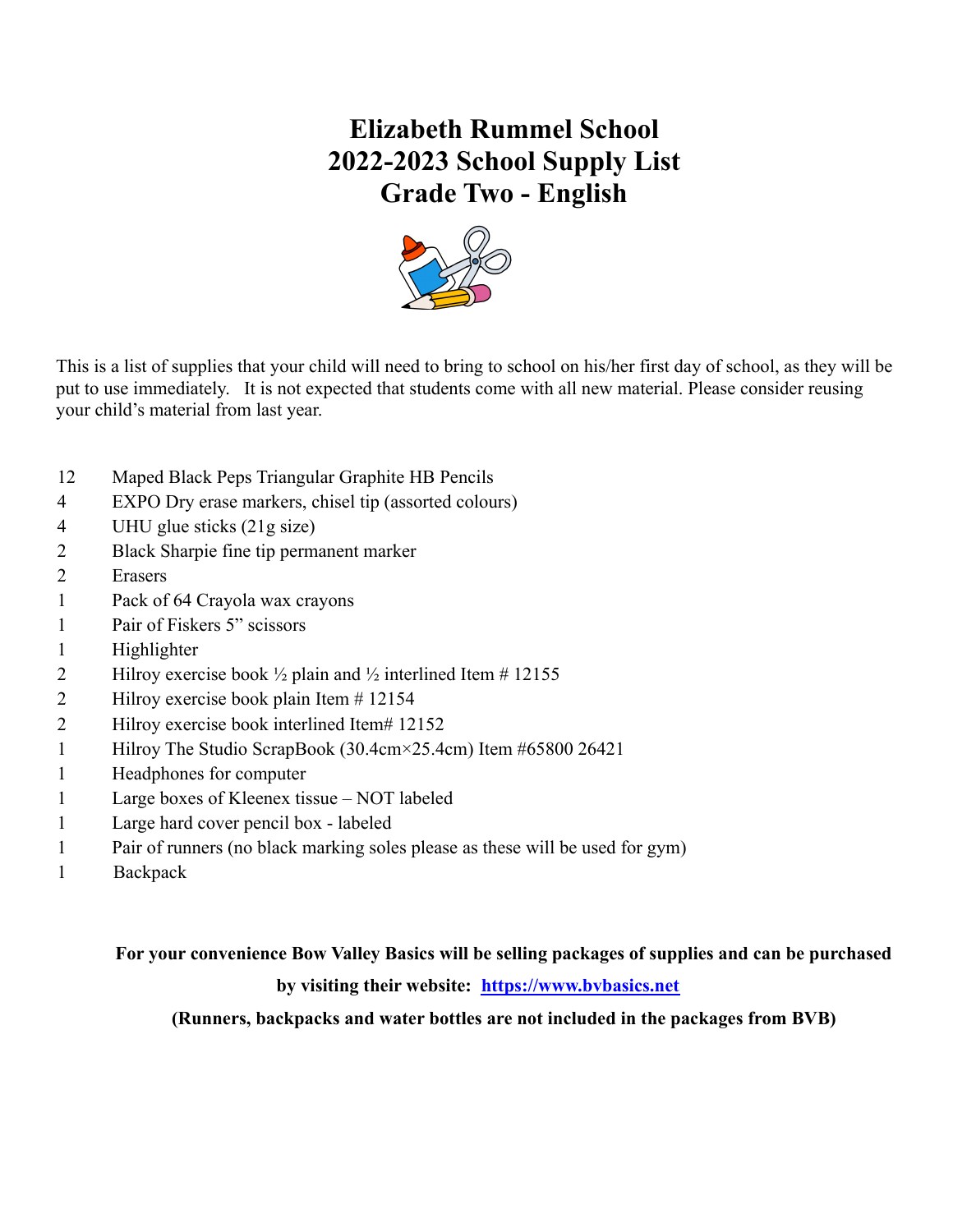# Elizabeth Rummel School
# 2022-2023 School Supply List
# Grade Two - English

This is a list of supplies that your child will need to bring to school on his/her first day of school, as they will be put to use immediately. It is not expected that students come with all new material. Please consider reusing your child's material from last year.

| | |
|---|---|
| 12 | Maped Black Peps Triangular Graphite HB Pencils |
| 4 | EXPO Dry erase markers, chisel tip (assorted colours) |
| 4 | UHU glue sticks (21g size) |
| 2 | Black Sharpie fine tip permanent marker |
| 2 | Erasers |
| 1 | Pack of 64 Crayola wax crayons |
| 1 | Pair of Fiskers 5" scissors |
| 1 | Highlighter |
| 2 | Hilroy exercise book ½ plain and ½ interlined Item # 12155 |
| 2 | Hilroy exercise book plain Item # 12154 |
| 2 | Hilroy exercise book interlined Item# 12152 |
| 1 | Hilroy The Studio ScrapBook (30.4cm×25.4cm) Item #65800 26421 |
| 1 | Headphones for computer |
| 1 | Large boxes of Kleenex tissue – NOT labeled |
| 1 | Large hard cover pencil box - labeled |
| 1 | Pair of runners (no black marking soles please as these will be used for gym) |
| 1 | Backpack |

**For your convenience Bow Valley Basics will be selling packages of supplies and can be purchased by visiting their website: https://www.bvbasics.net**

**(Runners, backpacks and water bottles are not included in the packages from BVB)**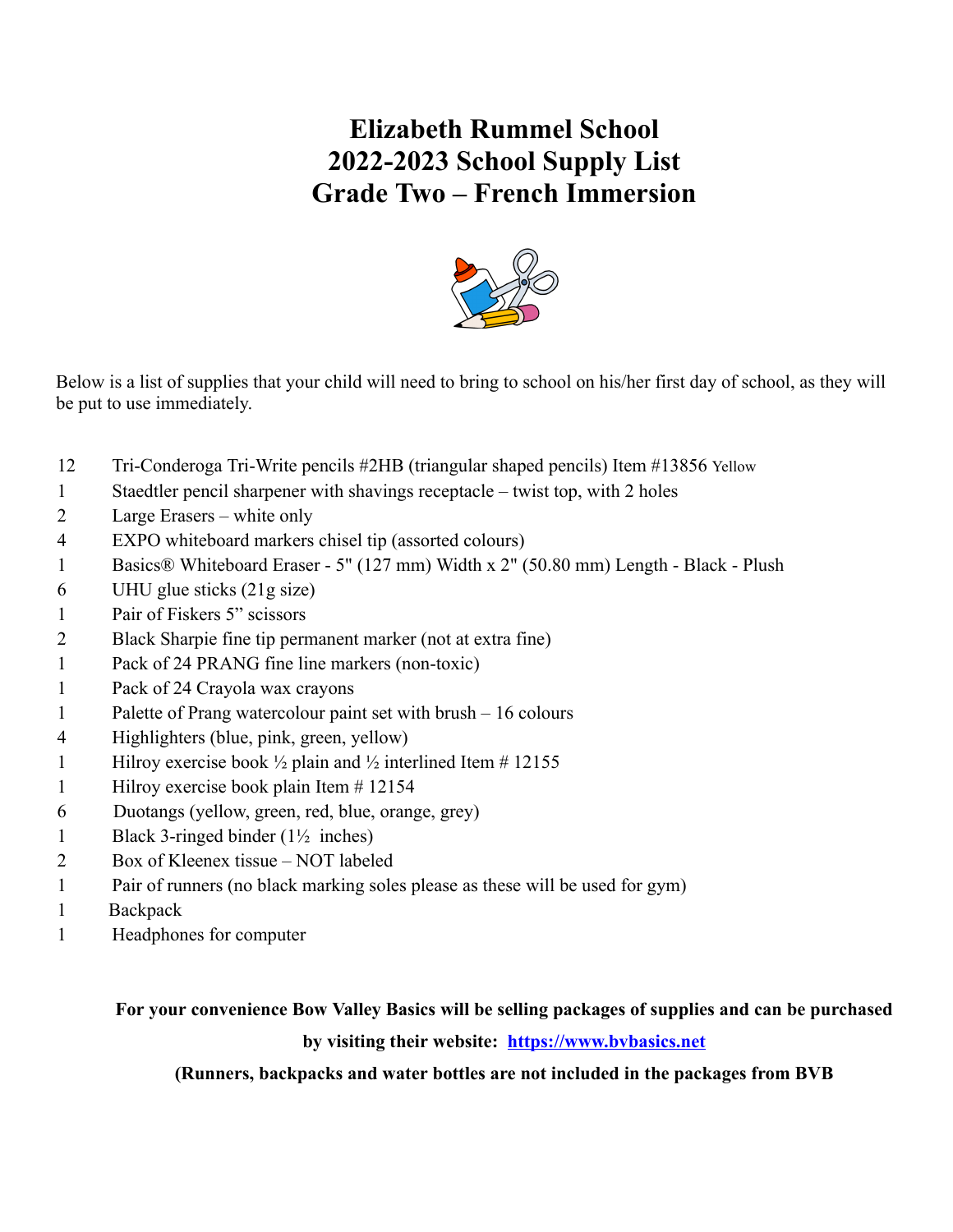# Elizabeth Rummel School
# 2022-2023 School Supply List
# Grade Two – French Immersion

Below is a list of supplies that your child will need to bring to school on his/her first day of school, as they will be put to use immediately.

| | |
|---|---|
| 12 | Tri-Conderoga Tri-Write pencils #2HB (triangular shaped pencils) Item #13856 Yellow |
| 1 | Staedtler pencil sharpener with shavings receptacle – twist top, with 2 holes |
| 2 | Large Erasers – white only |
| 4 | EXPO whiteboard markers chisel tip (assorted colours) |
| 1 | Basics® Whiteboard Eraser - 5" (127 mm) Width x 2" (50.80 mm) Length - Black - Plush |
| 6 | UHU glue sticks (21g size) |
| 1 | Pair of Fiskers 5" scissors |
| 2 | Black Sharpie fine tip permanent marker (not at extra fine) |
| 1 | Pack of 24 PRANG fine line markers (non-toxic) |
| 1 | Pack of 24 Crayola wax crayons |
| 1 | Palette of Prang watercolour paint set with brush – 16 colours |
| 4 | Highlighters (blue, pink, green, yellow) |
| 1 | Hilroy exercise book ½ plain and ½ interlined Item # 12155 |
| 1 | Hilroy exercise book plain Item # 12154 |
| 6 | Duotangs (yellow, green, red, blue, orange, grey) |
| 1 | Black 3-ringed binder (1½ inches) |
| 2 | Box of Kleenex tissue – NOT labeled |
| 1 | Pair of runners (no black marking soles please as these will be used for gym) |
| 1 | Backpack |
| 1 | Headphones for computer |

**For your convenience Bow Valley Basics will be selling packages of supplies and can be purchased by visiting their website: [https://www.bvbasics.net](https://www.bvbasics.net)**

**(Runners, backpacks and water bottles are not included in the packages from BVB**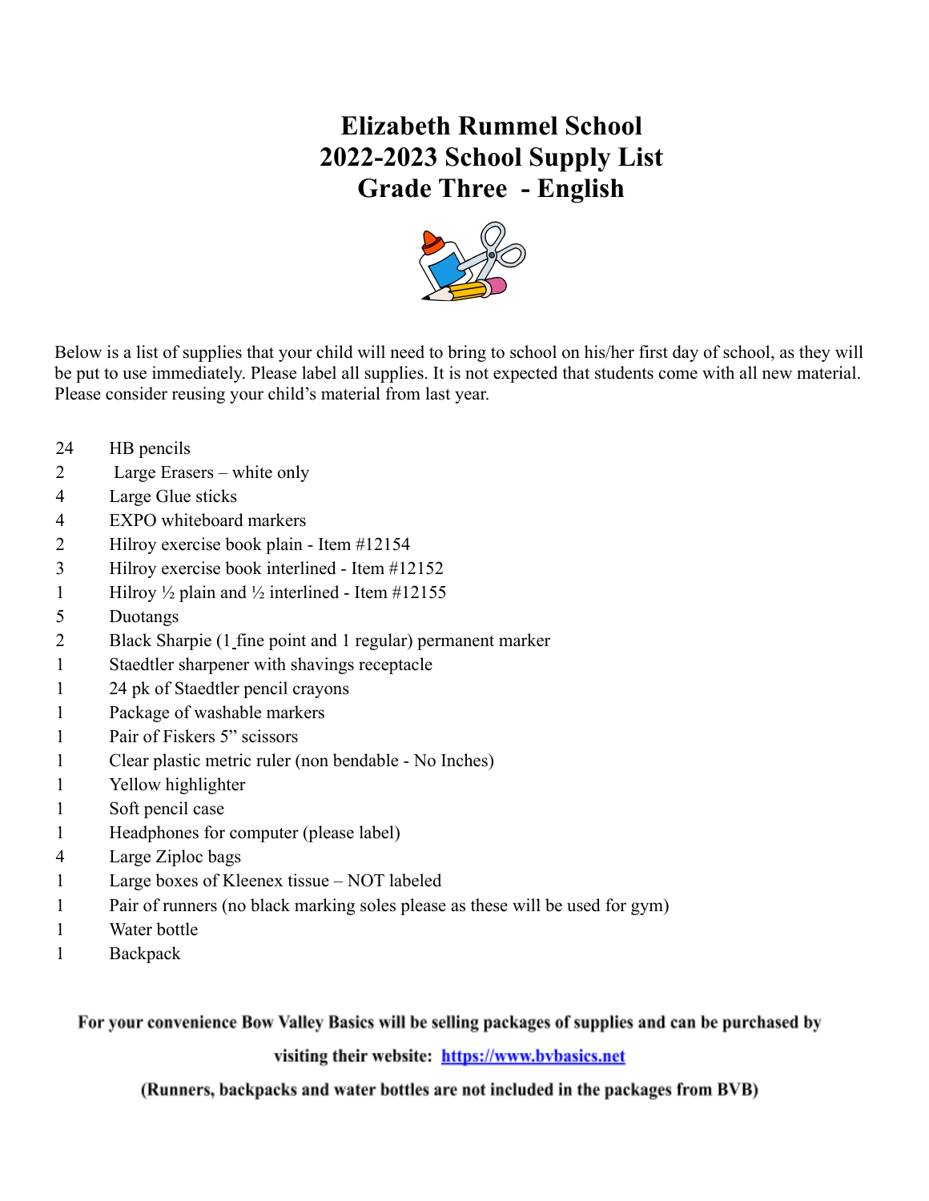# Elizabeth Rummel School
# 2022-2023 School Supply List
# Grade Three - English

Below is a list of supplies that your child will need to bring to school on his/her first day of school, as they will be put to use immediately. Please label all supplies. It is not expected that students come with all new material. Please consider reusing your child's material from last year.

| | |
|---|---|
| 24 | HB pencils |
| 2 | Large Erasers – white only |
| 4 | Large Glue sticks |
| 4 | EXPO whiteboard markers |
| 2 | Hilroy exercise book plain - Item #12154 |
| 3 | Hilroy exercise book interlined - Item #12152 |
| 1 | Hilroy ½ plain and ½ interlined - Item #12155 |
| 5 | Duotangs |
| 2 | Black Sharpie (1 fine point and 1 regular) permanent marker |
| 1 | Staedtler sharpener with shavings receptacle |
| 1 | 24 pk of Staedtler pencil crayons |
| 1 | Package of washable markers |
| 1 | Pair of Fiskers 5" scissors |
| 1 | Clear plastic metric ruler (non bendable - No Inches) |
| 1 | Yellow highlighter |
| 1 | Soft pencil case |
| 1 | Headphones for computer (please label) |
| 4 | Large Ziploc bags |
| 1 | Large boxes of Kleenex tissue – NOT labeled |
| 1 | Pair of runners (no black marking soles please as these will be used for gym) |
| 1 | Water bottle |
| 1 | Backpack |

**For your convenience Bow Valley Basics will be selling packages of supplies and can be purchased by visiting their website: [https://www.bvbasics.net](https://www.bvbasics.net)**

**(Runners, backpacks and water bottles are not included in the packages from BVB)**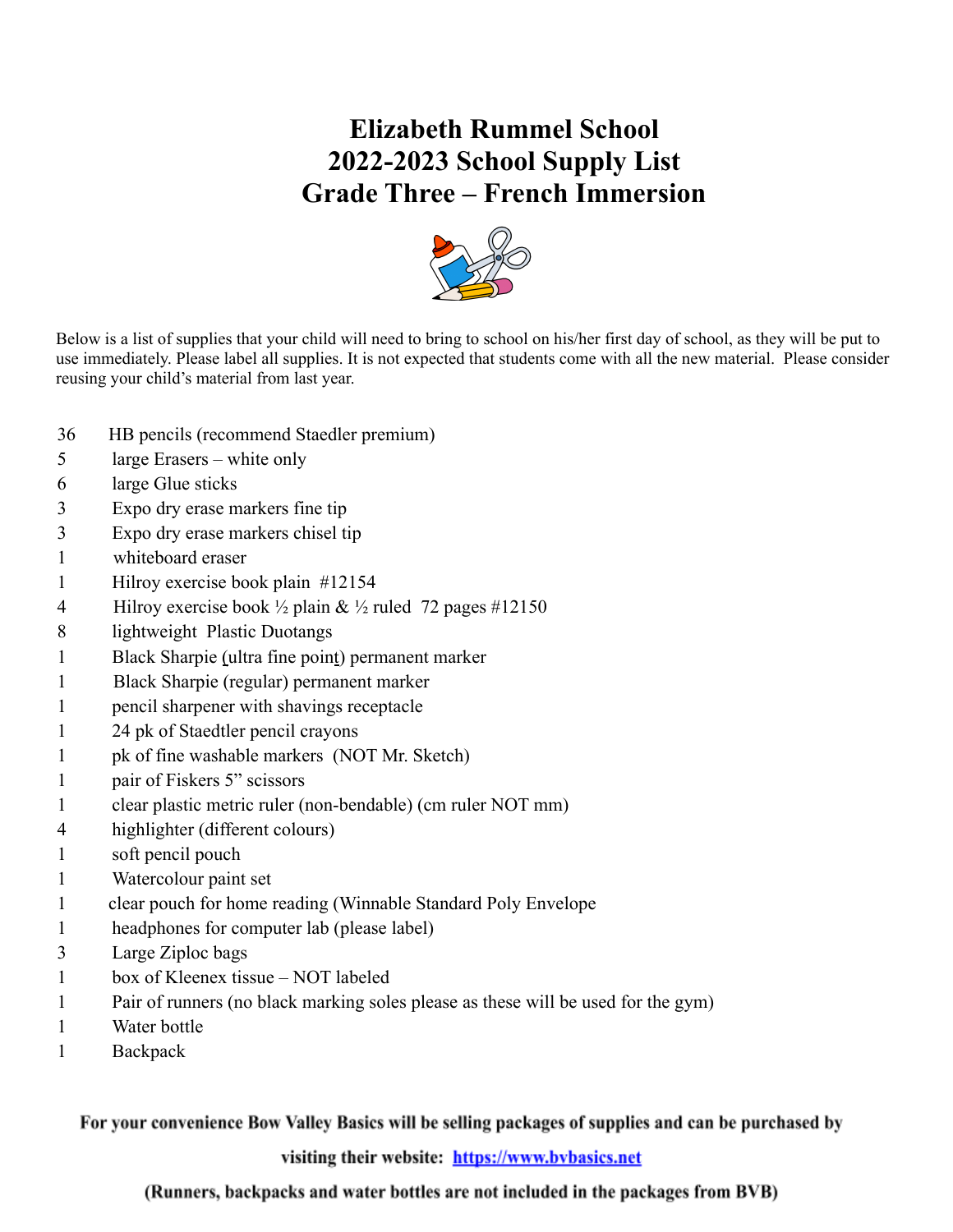# Elizabeth Rummel School
# 2022-2023 School Supply List
# Grade Three – French Immersion

Below is a list of supplies that your child will need to bring to school on his/her first day of school, as they will be put to use immediately. Please label all supplies. It is not expected that students come with all the new material. Please consider reusing your child's material from last year.

| | |
|---|---|
| 36 | HB pencils (recommend Staedler premium) |
| 5 | large Erasers – white only |
| 6 | large Glue sticks |
| 3 | Expo dry erase markers fine tip |
| 3 | Expo dry erase markers chisel tip |
| 1 | whiteboard eraser |
| 1 | Hilroy exercise book plain #12154 |
| 4 | Hilroy exercise book ½ plain & ½ ruled 72 pages #12150 |
| 8 | lightweight Plastic Duotangs |
| 1 | Black Sharpie (ultra fine point) permanent marker |
| 1 | Black Sharpie (regular) permanent marker |
| 1 | pencil sharpener with shavings receptacle |
| 1 | 24 pk of Staedtler pencil crayons |
| 1 | pk of fine washable markers (NOT Mr. Sketch) |
| 1 | pair of Fiskers 5" scissors |
| 1 | clear plastic metric ruler (non-bendable) (cm ruler NOT mm) |
| 4 | highlighter (different colours) |
| 1 | soft pencil pouch |
| 1 | Watercolour paint set |
| 1 | clear pouch for home reading (Winnable Standard Poly Envelope |
| 1 | headphones for computer lab (please label) |
| 3 | Large Ziploc bags |
| 1 | box of Kleenex tissue – NOT labeled |
| 1 | Pair of runners (no black marking soles please as these will be used for the gym) |
| 1 | Water bottle |
| 1 | Backpack |

**For your convenience Bow Valley Basics will be selling packages of supplies and can be purchased by visiting their website: https://www.bvbasics.net**

**(Runners, backpacks and water bottles are not included in the packages from BVB)**